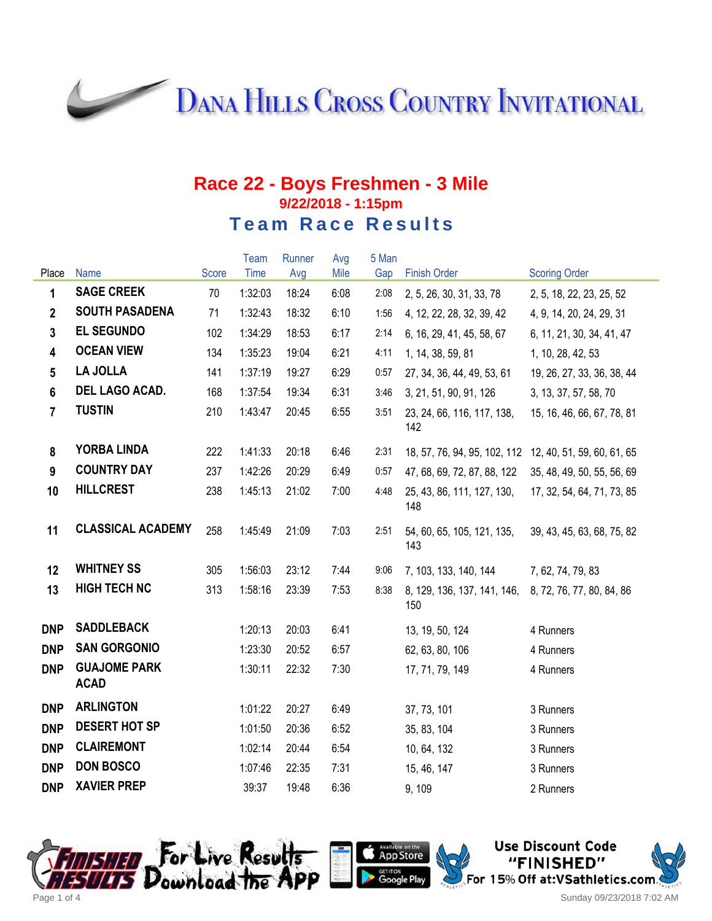# Dana Hills Cross Country Invitational

## Race 22 - Boys Freshmen - 3 Mile

### 9/22/2018 - 1:15pm

### Team Race Results

| Place | Name | Score | Team Time | Runner Avg | Avg Mile | 5 Man Gap | Finish Order | Scoring Order |
|---|---|---|---|---|---|---|---|---|
| 1 | SAGE CREEK | 70 | 1:32:03 | 18:24 | 6:08 | 2:08 | 2, 5, 26, 30, 31, 33, 78 | 2, 5, 18, 22, 23, 25, 52 |
| 2 | SOUTH PASADENA | 71 | 1:32:43 | 18:32 | 6:10 | 1:56 | 4, 12, 22, 28, 32, 39, 42 | 4, 9, 14, 20, 24, 29, 31 |
| 3 | EL SEGUNDO | 102 | 1:34:29 | 18:53 | 6:17 | 2:14 | 6, 16, 29, 41, 45, 58, 67 | 6, 11, 21, 30, 34, 41, 47 |
| 4 | OCEAN VIEW | 134 | 1:35:23 | 19:04 | 6:21 | 4:11 | 1, 14, 38, 59, 81 | 1, 10, 28, 42, 53 |
| 5 | LA JOLLA | 141 | 1:37:19 | 19:27 | 6:29 | 0:57 | 27, 34, 36, 44, 49, 53, 61 | 19, 26, 27, 33, 36, 38, 44 |
| 6 | DEL LAGO ACAD. | 168 | 1:37:54 | 19:34 | 6:31 | 3:46 | 3, 21, 51, 90, 91, 126 | 3, 13, 37, 57, 58, 70 |
| 7 | TUSTIN | 210 | 1:43:47 | 20:45 | 6:55 | 3:51 | 23, 24, 66, 116, 117, 138, 142 | 15, 16, 46, 66, 67, 78, 81 |
| 8 | YORBA LINDA | 222 | 1:41:33 | 20:18 | 6:46 | 2:31 | 18, 57, 76, 94, 95, 102, 112 | 12, 40, 51, 59, 60, 61, 65 |
| 9 | COUNTRY DAY | 237 | 1:42:26 | 20:29 | 6:49 | 0:57 | 47, 68, 69, 72, 87, 88, 122 | 35, 48, 49, 50, 55, 56, 69 |
| 10 | HILLCREST | 238 | 1:45:13 | 21:02 | 7:00 | 4:48 | 25, 43, 86, 111, 127, 130, 148 | 17, 32, 54, 64, 71, 73, 85 |
| 11 | CLASSICAL ACADEMY | 258 | 1:45:49 | 21:09 | 7:03 | 2:51 | 54, 60, 65, 105, 121, 135, 143 | 39, 43, 45, 63, 68, 75, 82 |
| 12 | WHITNEY SS | 305 | 1:56:03 | 23:12 | 7:44 | 9:06 | 7, 103, 133, 140, 144 | 7, 62, 74, 79, 83 |
| 13 | HIGH TECH NC | 313 | 1:58:16 | 23:39 | 7:53 | 8:38 | 8, 129, 136, 137, 141, 146, 150 | 8, 72, 76, 77, 80, 84, 86 |
| DNP | SADDLEBACK | | 1:20:13 | 20:03 | 6:41 | | 13, 19, 50, 124 | 4 Runners |
| DNP | SAN GORGONIO | | 1:23:30 | 20:52 | 6:57 | | 62, 63, 80, 106 | 4 Runners |
| DNP | GUAJOME PARK ACAD | | 1:30:11 | 22:32 | 7:30 | | 17, 71, 79, 149 | 4 Runners |
| DNP | ARLINGTON | | 1:01:22 | 20:27 | 6:49 | | 37, 73, 101 | 3 Runners |
| DNP | DESERT HOT SP | | 1:01:50 | 20:36 | 6:52 | | 35, 83, 104 | 3 Runners |
| DNP | CLAIREMONT | | 1:02:14 | 20:44 | 6:54 | | 10, 64, 132 | 3 Runners |
| DNP | DON BOSCO | | 1:07:46 | 22:35 | 7:31 | | 15, 46, 147 | 3 Runners |
| DNP | XAVIER PREP | | 39:37 | 19:48 | 6:36 | | 9, 109 | 2 Runners |

Finished Results — For Live Results Download the App — Available on the App Store — Get it on Google Play

Use Discount Code "FINISHED" For 15% Off at:VSathletics.com

Sunday 09/23/2018 7:02 AM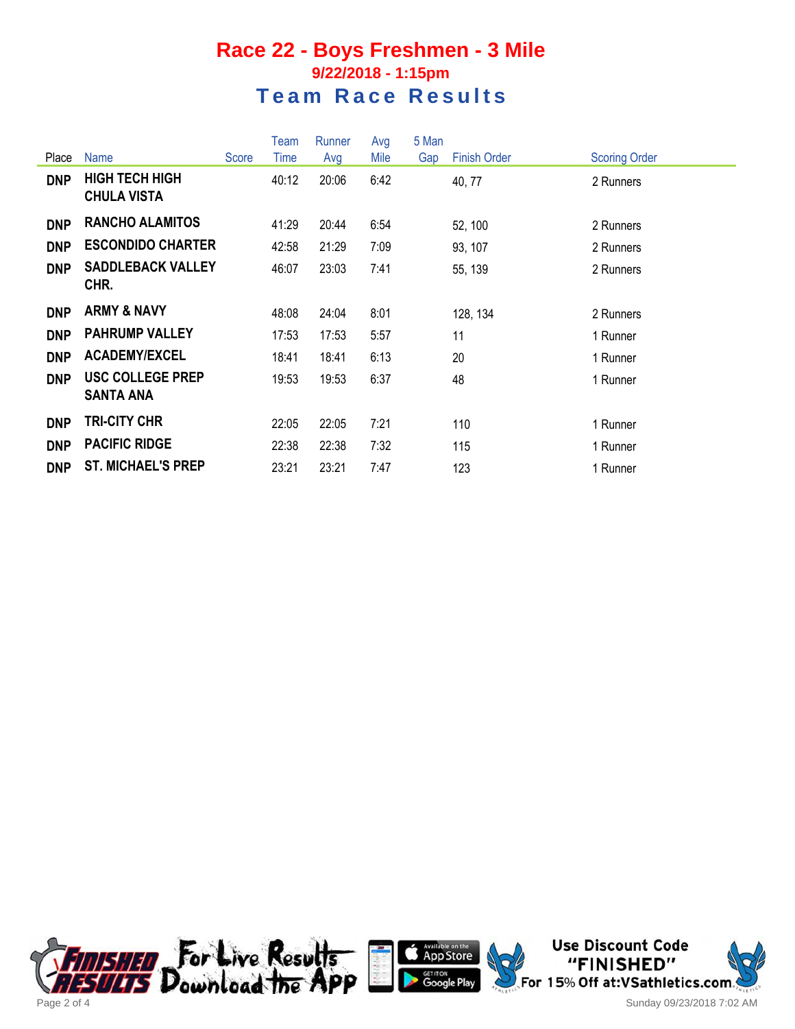# Race 22 - Boys Freshmen - 3 Mile

### 9/22/2018 - 1:15pm

## Team Race Results

| Place | Name | Score | Team Time | Runner Avg | Avg Mile | 5 Man Gap | Finish Order | Scoring Order |
|---|---|---|---|---|---|---|---|---|
| DNP | HIGH TECH HIGH CHULA VISTA | | 40:12 | 20:06 | 6:42 | | 40, 77 | 2 Runners |
| DNP | RANCHO ALAMITOS | | 41:29 | 20:44 | 6:54 | | 52, 100 | 2 Runners |
| DNP | ESCONDIDO CHARTER | | 42:58 | 21:29 | 7:09 | | 93, 107 | 2 Runners |
| DNP | SADDLEBACK VALLEY CHR. | | 46:07 | 23:03 | 7:41 | | 55, 139 | 2 Runners |
| DNP | ARMY & NAVY | | 48:08 | 24:04 | 8:01 | | 128, 134 | 2 Runners |
| DNP | PAHRUMP VALLEY | | 17:53 | 17:53 | 5:57 | | 11 | 1 Runner |
| DNP | ACADEMY/EXCEL | | 18:41 | 18:41 | 6:13 | | 20 | 1 Runner |
| DNP | USC COLLEGE PREP SANTA ANA | | 19:53 | 19:53 | 6:37 | | 48 | 1 Runner |
| DNP | TRI-CITY CHR | | 22:05 | 22:05 | 7:21 | | 110 | 1 Runner |
| DNP | PACIFIC RIDGE | | 22:38 | 22:38 | 7:32 | | 115 | 1 Runner |
| DNP | ST. MICHAEL'S PREP | | 23:21 | 23:21 | 7:47 | | 123 | 1 Runner |

Finished Results — For Live Results Download the App — Available on the App Store / Get it on Google Play

Use Discount Code "FINISHED" For 15% Off at:VSathletics.com

Sunday 09/23/2018 7:02 AM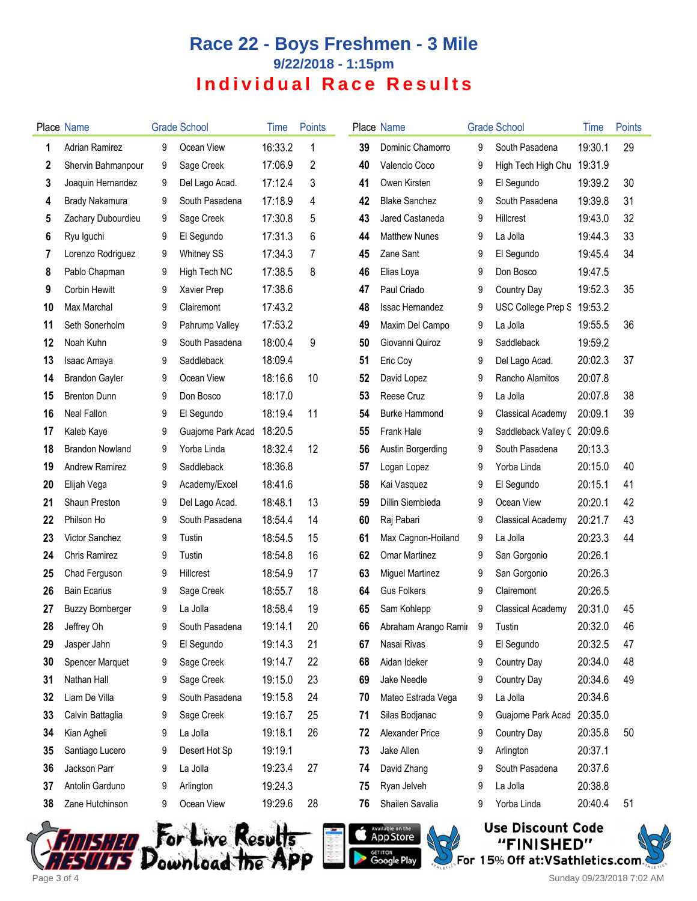# Race 22 - Boys Freshmen - 3 Mile

## 9/22/2018 - 1:15pm

## Individual Race Results

| Place | Name | Grade | School | Time | Points |
|---|---|---|---|---|---|
| 1 | Adrian Ramirez | 9 | Ocean View | 16:33.2 | 1 |
| 2 | Shervin Bahmanpour | 9 | Sage Creek | 17:06.9 | 2 |
| 3 | Joaquin Hernandez | 9 | Del Lago Acad. | 17:12.4 | 3 |
| 4 | Brady Nakamura | 9 | South Pasadena | 17:18.9 | 4 |
| 5 | Zachary Dubourdieu | 9 | Sage Creek | 17:30.8 | 5 |
| 6 | Ryu Iguchi | 9 | El Segundo | 17:31.3 | 6 |
| 7 | Lorenzo Rodriguez | 9 | Whitney SS | 17:34.3 | 7 |
| 8 | Pablo Chapman | 9 | High Tech NC | 17:38.5 | 8 |
| 9 | Corbin Hewitt | 9 | Xavier Prep | 17:38.6 | |
| 10 | Max Marchal | 9 | Clairemont | 17:43.2 | |
| 11 | Seth Sonerholm | 9 | Pahrump Valley | 17:53.2 | |
| 12 | Noah Kuhn | 9 | South Pasadena | 18:00.4 | 9 |
| 13 | Isaac Amaya | 9 | Saddleback | 18:09.4 | |
| 14 | Brandon Gayler | 9 | Ocean View | 18:16.6 | 10 |
| 15 | Brenton Dunn | 9 | Don Bosco | 18:17.0 | |
| 16 | Neal Fallon | 9 | El Segundo | 18:19.4 | 11 |
| 17 | Kaleb Kaye | 9 | Guajome Park Acad | 18:20.5 | |
| 18 | Brandon Nowland | 9 | Yorba Linda | 18:32.4 | 12 |
| 19 | Andrew Ramirez | 9 | Saddleback | 18:36.8 | |
| 20 | Elijah Vega | 9 | Academy/Excel | 18:41.6 | |
| 21 | Shaun Preston | 9 | Del Lago Acad. | 18:48.1 | 13 |
| 22 | Philson Ho | 9 | South Pasadena | 18:54.4 | 14 |
| 23 | Victor Sanchez | 9 | Tustin | 18:54.5 | 15 |
| 24 | Chris Ramirez | 9 | Tustin | 18:54.8 | 16 |
| 25 | Chad Ferguson | 9 | Hillcrest | 18:54.9 | 17 |
| 26 | Bain Ecarius | 9 | Sage Creek | 18:55.7 | 18 |
| 27 | Buzzy Bomberger | 9 | La Jolla | 18:58.4 | 19 |
| 28 | Jeffrey Oh | 9 | South Pasadena | 19:14.1 | 20 |
| 29 | Jasper Jahn | 9 | El Segundo | 19:14.3 | 21 |
| 30 | Spencer Marquet | 9 | Sage Creek | 19:14.7 | 22 |
| 31 | Nathan Hall | 9 | Sage Creek | 19:15.0 | 23 |
| 32 | Liam De Villa | 9 | South Pasadena | 19:15.8 | 24 |
| 33 | Calvin Battaglia | 9 | Sage Creek | 19:16.7 | 25 |
| 34 | Kian Agheli | 9 | La Jolla | 19:18.1 | 26 |
| 35 | Santiago Lucero | 9 | Desert Hot Sp | 19:19.1 | |
| 36 | Jackson Parr | 9 | La Jolla | 19:23.4 | 27 |
| 37 | Antolin Garduno | 9 | Arlington | 19:24.3 | |
| 38 | Zane Hutchinson | 9 | Ocean View | 19:29.6 | 28 |
| 39 | Dominic Chamorro | 9 | South Pasadena | 19:30.1 | 29 |
| 40 | Valencio Coco | 9 | High Tech High Chu | 19:31.9 | |
| 41 | Owen Kirsten | 9 | El Segundo | 19:39.2 | 30 |
| 42 | Blake Sanchez | 9 | South Pasadena | 19:39.8 | 31 |
| 43 | Jared Castaneda | 9 | Hillcrest | 19:43.0 | 32 |
| 44 | Matthew Nunes | 9 | La Jolla | 19:44.3 | 33 |
| 45 | Zane Sant | 9 | El Segundo | 19:45.4 | 34 |
| 46 | Elias Loya | 9 | Don Bosco | 19:47.5 | |
| 47 | Paul Criado | 9 | Country Day | 19:52.3 | 35 |
| 48 | Issac Hernandez | 9 | USC College Prep S | 19:53.2 | |
| 49 | Maxim Del Campo | 9 | La Jolla | 19:55.5 | 36 |
| 50 | Giovanni Quiroz | 9 | Saddleback | 19:59.2 | |
| 51 | Eric Coy | 9 | Del Lago Acad. | 20:02.3 | 37 |
| 52 | David Lopez | 9 | Rancho Alamitos | 20:07.8 | |
| 53 | Reese Cruz | 9 | La Jolla | 20:07.8 | 38 |
| 54 | Burke Hammond | 9 | Classical Academy | 20:09.1 | 39 |
| 55 | Frank Hale | 9 | Saddleback Valley C | 20:09.6 | |
| 56 | Austin Borgerding | 9 | South Pasadena | 20:13.3 | |
| 57 | Logan Lopez | 9 | Yorba Linda | 20:15.0 | 40 |
| 58 | Kai Vasquez | 9 | El Segundo | 20:15.1 | 41 |
| 59 | Dillin Siembieda | 9 | Ocean View | 20:20.1 | 42 |
| 60 | Raj Pabari | 9 | Classical Academy | 20:21.7 | 43 |
| 61 | Max Cagnon-Hoiland | 9 | La Jolla | 20:23.3 | 44 |
| 62 | Omar Martinez | 9 | San Gorgonio | 20:26.1 | |
| 63 | Miguel Martinez | 9 | San Gorgonio | 20:26.3 | |
| 64 | Gus Folkers | 9 | Clairemont | 20:26.5 | |
| 65 | Sam Kohlepp | 9 | Classical Academy | 20:31.0 | 45 |
| 66 | Abraham Arango Ramir | 9 | Tustin | 20:32.0 | 46 |
| 67 | Nasai Rivas | 9 | El Segundo | 20:32.5 | 47 |
| 68 | Aidan Ideker | 9 | Country Day | 20:34.0 | 48 |
| 69 | Jake Needle | 9 | Country Day | 20:34.6 | 49 |
| 70 | Mateo Estrada Vega | 9 | La Jolla | 20:34.6 | |
| 71 | Silas Bodjanac | 9 | Guajome Park Acad | 20:35.0 | |
| 72 | Alexander Price | 9 | Country Day | 20:35.8 | 50 |
| 73 | Jake Allen | 9 | Arlington | 20:37.1 | |
| 74 | David Zhang | 9 | South Pasadena | 20:37.6 | |
| 75 | Ryan Jelveh | 9 | La Jolla | 20:38.8 | |
| 76 | Shailen Savalia | 9 | Yorba Linda | 20:40.4 | 51 |

For Live Results Download the APP

Use Discount Code "FINISHED" For 15% Off at:VSathletics.com

Sunday 09/23/2018 7:02 AM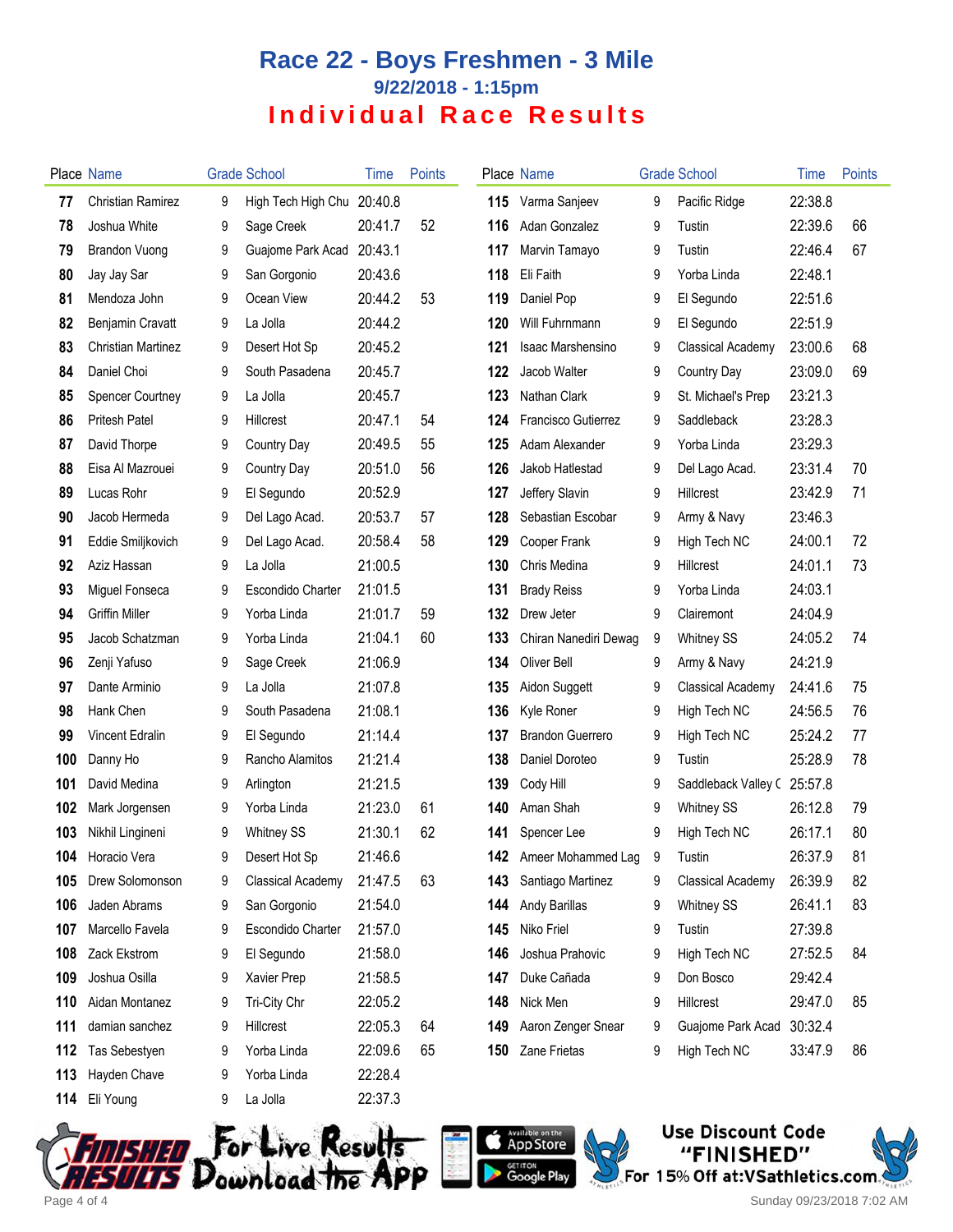# Race 22 - Boys Freshmen - 3 Mile

## 9/22/2018 - 1:15pm

## Individual Race Results

| Place | Name | Grade | School | Time | Points |
|---|---|---|---|---|---|
| 77 | Christian Ramirez | 9 | High Tech High Chu | 20:40.8 | |
| 78 | Joshua White | 9 | Sage Creek | 20:41.7 | 52 |
| 79 | Brandon Vuong | 9 | Guajome Park Acad | 20:43.1 | |
| 80 | Jay Jay Sar | 9 | San Gorgonio | 20:43.6 | |
| 81 | Mendoza John | 9 | Ocean View | 20:44.2 | 53 |
| 82 | Benjamin Cravatt | 9 | La Jolla | 20:44.2 | |
| 83 | Christian Martinez | 9 | Desert Hot Sp | 20:45.2 | |
| 84 | Daniel Choi | 9 | South Pasadena | 20:45.7 | |
| 85 | Spencer Courtney | 9 | La Jolla | 20:45.7 | |
| 86 | Pritesh Patel | 9 | Hillcrest | 20:47.1 | 54 |
| 87 | David Thorpe | 9 | Country Day | 20:49.5 | 55 |
| 88 | Eisa Al Mazrouei | 9 | Country Day | 20:51.0 | 56 |
| 89 | Lucas Rohr | 9 | El Segundo | 20:52.9 | |
| 90 | Jacob Hermeda | 9 | Del Lago Acad. | 20:53.7 | 57 |
| 91 | Eddie Smiljkovich | 9 | Del Lago Acad. | 20:58.4 | 58 |
| 92 | Aziz Hassan | 9 | La Jolla | 21:00.5 | |
| 93 | Miguel Fonseca | 9 | Escondido Charter | 21:01.5 | |
| 94 | Griffin Miller | 9 | Yorba Linda | 21:01.7 | 59 |
| 95 | Jacob Schatzman | 9 | Yorba Linda | 21:04.1 | 60 |
| 96 | Zenji Yafuso | 9 | Sage Creek | 21:06.9 | |
| 97 | Dante Arminio | 9 | La Jolla | 21:07.8 | |
| 98 | Hank Chen | 9 | South Pasadena | 21:08.1 | |
| 99 | Vincent Edralin | 9 | El Segundo | 21:14.4 | |
| 100 | Danny Ho | 9 | Rancho Alamitos | 21:21.4 | |
| 101 | David Medina | 9 | Arlington | 21:21.5 | |
| 102 | Mark Jorgensen | 9 | Yorba Linda | 21:23.0 | 61 |
| 103 | Nikhil Lingineni | 9 | Whitney SS | 21:30.1 | 62 |
| 104 | Horacio Vera | 9 | Desert Hot Sp | 21:46.6 | |
| 105 | Drew Solomonson | 9 | Classical Academy | 21:47.5 | 63 |
| 106 | Jaden Abrams | 9 | San Gorgonio | 21:54.0 | |
| 107 | Marcello Favela | 9 | Escondido Charter | 21:57.0 | |
| 108 | Zack Ekstrom | 9 | El Segundo | 21:58.0 | |
| 109 | Joshua Osilla | 9 | Xavier Prep | 21:58.5 | |
| 110 | Aidan Montanez | 9 | Tri-City Chr | 22:05.2 | |
| 111 | damian sanchez | 9 | Hillcrest | 22:05.3 | 64 |
| 112 | Tas Sebestyen | 9 | Yorba Linda | 22:09.6 | 65 |
| 113 | Hayden Chave | 9 | Yorba Linda | 22:28.4 | |
| 114 | Eli Young | 9 | La Jolla | 22:37.3 | |
| 115 | Varma Sanjeev | 9 | Pacific Ridge | 22:38.8 | |
| 116 | Adan Gonzalez | 9 | Tustin | 22:39.6 | 66 |
| 117 | Marvin Tamayo | 9 | Tustin | 22:46.4 | 67 |
| 118 | Eli Faith | 9 | Yorba Linda | 22:48.1 | |
| 119 | Daniel Pop | 9 | El Segundo | 22:51.6 | |
| 120 | Will Fuhrnmann | 9 | El Segundo | 22:51.9 | |
| 121 | Isaac Marshensino | 9 | Classical Academy | 23:00.6 | 68 |
| 122 | Jacob Walter | 9 | Country Day | 23:09.0 | 69 |
| 123 | Nathan Clark | 9 | St. Michael's Prep | 23:21.3 | |
| 124 | Francisco Gutierrez | 9 | Saddleback | 23:28.3 | |
| 125 | Adam Alexander | 9 | Yorba Linda | 23:29.3 | |
| 126 | Jakob Hatlestad | 9 | Del Lago Acad. | 23:31.4 | 70 |
| 127 | Jeffery Slavin | 9 | Hillcrest | 23:42.9 | 71 |
| 128 | Sebastian Escobar | 9 | Army & Navy | 23:46.3 | |
| 129 | Cooper Frank | 9 | High Tech NC | 24:00.1 | 72 |
| 130 | Chris Medina | 9 | Hillcrest | 24:01.1 | 73 |
| 131 | Brady Reiss | 9 | Yorba Linda | 24:03.1 | |
| 132 | Drew Jeter | 9 | Clairemont | 24:04.9 | |
| 133 | Chiran Nanediri Dewag | 9 | Whitney SS | 24:05.2 | 74 |
| 134 | Oliver Bell | 9 | Army & Navy | 24:21.9 | |
| 135 | Aidon Suggett | 9 | Classical Academy | 24:41.6 | 75 |
| 136 | Kyle Roner | 9 | High Tech NC | 24:56.5 | 76 |
| 137 | Brandon Guerrero | 9 | High Tech NC | 25:24.2 | 77 |
| 138 | Daniel Doroteo | 9 | Tustin | 25:28.9 | 78 |
| 139 | Cody Hill | 9 | Saddleback Valley C | 25:57.8 | |
| 140 | Aman Shah | 9 | Whitney SS | 26:12.8 | 79 |
| 141 | Spencer Lee | 9 | High Tech NC | 26:17.1 | 80 |
| 142 | Ameer Mohammed Lag | 9 | Tustin | 26:37.9 | 81 |
| 143 | Santiago Martinez | 9 | Classical Academy | 26:39.9 | 82 |
| 144 | Andy Barillas | 9 | Whitney SS | 26:41.1 | 83 |
| 145 | Niko Friel | 9 | Tustin | 27:39.8 | |
| 146 | Joshua Prahovic | 9 | High Tech NC | 27:52.5 | 84 |
| 147 | Duke Cañada | 9 | Don Bosco | 29:42.4 | |
| 148 | Nick Men | 9 | Hillcrest | 29:47.0 | 85 |
| 149 | Aaron Zenger Snear | 9 | Guajome Park Acad | 30:32.4 | |
| 150 | Zane Frietas | 9 | High Tech NC | 33:47.9 | 86 |

Finished Results — For Live Results Download the App — Available on the App Store — Get it on Google Play

Use Discount Code "FINISHED" For 15% Off at:VSathletics.com

Sunday 09/23/2018 7:02 AM